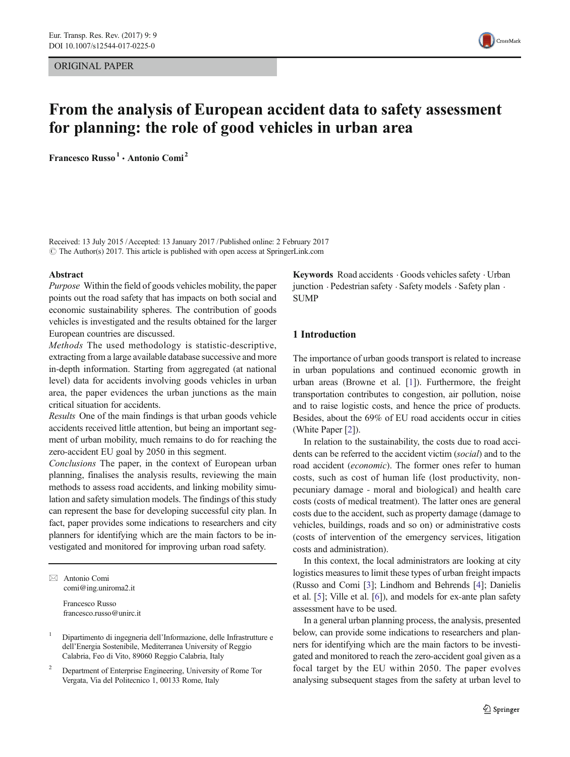ORIGINAL PAPER

# From the analysis of European accident data to safety assessment for planning: the role of good vehicles in urban area

**Francesco Russo** [1] **· Antonio Comi** [2]

Received: 13 July 2015 / Accepted: 13 January 2017 / Published online: 2 February 2017
© The Author(s) 2017. This article is published with open access at SpringerLink.com

**Abstract**

*Purpose* Within the field of goods vehicles mobility, the paper points out the road safety that has impacts on both social and economic sustainability spheres. The contribution of goods vehicles is investigated and the results obtained for the larger European countries are discussed.

*Methods* The used methodology is statistic-descriptive, extracting from a large available database successive and more in-depth information. Starting from aggregated (at national level) data for accidents involving goods vehicles in urban area, the paper evidences the urban junctions as the main critical situation for accidents.

*Results* One of the main findings is that urban goods vehicle accidents received little attention, but being an important segment of urban mobility, much remains to do for reaching the zero-accident EU goal by 2050 in this segment.

*Conclusions* The paper, in the context of European urban planning, finalises the analysis results, reviewing the main methods to assess road accidents, and linking mobility simulation and safety simulation models. The findings of this study can represent the base for developing successful city plan. In fact, paper provides some indications to researchers and city planners for identifying which are the main factors to be investigated and monitored for improving urban road safety.

✉ Antonio Comi
comi@ing.uniroma2.it

Francesco Russo
francesco.russo@unirc.it

[1] Dipartimento di ingegneria dell'Informazione, delle Infrastrutture e dell'Energia Sostenibile, Mediterranea University of Reggio Calabria, Feo di Vito, 89060 Reggio Calabria, Italy

[2] Department of Enterprise Engineering, University of Rome Tor Vergata, Via del Politecnico 1, 00133 Rome, Italy

**Keywords** Road accidents · Goods vehicles safety · Urban junction · Pedestrian safety · Safety models · Safety plan · SUMP

## 1 Introduction

The importance of urban goods transport is related to increase in urban populations and continued economic growth in urban areas (Browne et al. [1]). Furthermore, the freight transportation contributes to congestion, air pollution, noise and to raise logistic costs, and hence the price of products. Besides, about the 69% of EU road accidents occur in cities (White Paper [2]).

In relation to the sustainability, the costs due to road accidents can be referred to the accident victim (*social*) and to the road accident (*economic*). The former ones refer to human costs, such as cost of human life (lost productivity, non-pecuniary damage - moral and biological) and health care costs (costs of medical treatment). The latter ones are general costs due to the accident, such as property damage (damage to vehicles, buildings, roads and so on) or administrative costs (costs of intervention of the emergency services, litigation costs and administration).

In this context, the local administrators are looking at city logistics measures to limit these types of urban freight impacts (Russo and Comi [3]; Lindhom and Behrends [4]; Danielis et al. [5]; Ville et al. [6]), and models for ex-ante plan safety assessment have to be used.

In a general urban planning process, the analysis, presented below, can provide some indications to researchers and planners for identifying which are the main factors to be investigated and monitored to reach the zero-accident goal given as a focal target by the EU within 2050. The paper evolves analysing subsequent stages from the safety at urban level to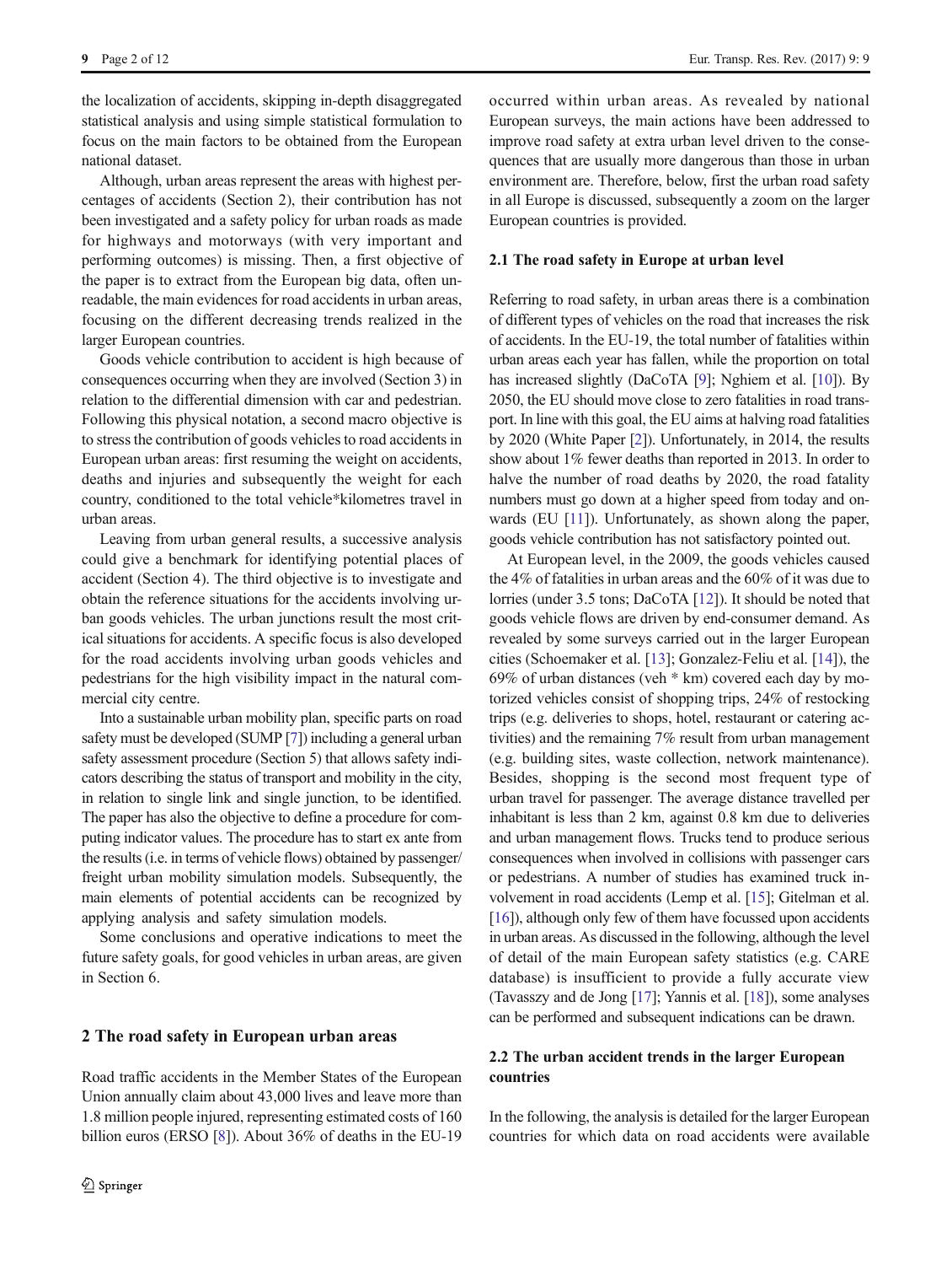the localization of accidents, skipping in-depth disaggregated statistical analysis and using simple statistical formulation to focus on the main factors to be obtained from the European national dataset.

Although, urban areas represent the areas with highest percentages of accidents (Section 2), their contribution has not been investigated and a safety policy for urban roads as made for highways and motorways (with very important and performing outcomes) is missing. Then, a first objective of the paper is to extract from the European big data, often unreadable, the main evidences for road accidents in urban areas, focusing on the different decreasing trends realized in the larger European countries.

Goods vehicle contribution to accident is high because of consequences occurring when they are involved (Section 3) in relation to the differential dimension with car and pedestrian. Following this physical notation, a second macro objective is to stress the contribution of goods vehicles to road accidents in European urban areas: first resuming the weight on accidents, deaths and injuries and subsequently the weight for each country, conditioned to the total vehicle*kilometres travel in urban areas.

Leaving from urban general results, a successive analysis could give a benchmark for identifying potential places of accident (Section 4). The third objective is to investigate and obtain the reference situations for the accidents involving urban goods vehicles. The urban junctions result the most critical situations for accidents. A specific focus is also developed for the road accidents involving urban goods vehicles and pedestrians for the high visibility impact in the natural commercial city centre.

Into a sustainable urban mobility plan, specific parts on road safety must be developed (SUMP [7]) including a general urban safety assessment procedure (Section 5) that allows safety indicators describing the status of transport and mobility in the city, in relation to single link and single junction, to be identified. The paper has also the objective to define a procedure for computing indicator values. The procedure has to start ex ante from the results (i.e. in terms of vehicle flows) obtained by passenger/freight urban mobility simulation models. Subsequently, the main elements of potential accidents can be recognized by applying analysis and safety simulation models.

Some conclusions and operative indications to meet the future safety goals, for good vehicles in urban areas, are given in Section 6.

## 2 The road safety in European urban areas

Road traffic accidents in the Member States of the European Union annually claim about 43,000 lives and leave more than 1.8 million people injured, representing estimated costs of 160 billion euros (ERSO [8]). About 36% of deaths in the EU-19 occurred within urban areas. As revealed by national European surveys, the main actions have been addressed to improve road safety at extra urban level driven to the consequences that are usually more dangerous than those in urban environment are. Therefore, below, first the urban road safety in all Europe is discussed, subsequently a zoom on the larger European countries is provided.

### 2.1 The road safety in Europe at urban level

Referring to road safety, in urban areas there is a combination of different types of vehicles on the road that increases the risk of accidents. In the EU-19, the total number of fatalities within urban areas each year has fallen, while the proportion on total has increased slightly (DaCoTA [9]; Nghiem et al. [10]). By 2050, the EU should move close to zero fatalities in road transport. In line with this goal, the EU aims at halving road fatalities by 2020 (White Paper [2]). Unfortunately, in 2014, the results show about 1% fewer deaths than reported in 2013. In order to halve the number of road deaths by 2020, the road fatality numbers must go down at a higher speed from today and onwards (EU [11]). Unfortunately, as shown along the paper, goods vehicle contribution has not satisfactory pointed out.

At European level, in the 2009, the goods vehicles caused the 4% of fatalities in urban areas and the 60% of it was due to lorries (under 3.5 tons; DaCoTA [12]). It should be noted that goods vehicle flows are driven by end-consumer demand. As revealed by some surveys carried out in the larger European cities (Schoemaker et al. [13]; Gonzalez-Feliu et al. [14]), the 69% of urban distances (veh * km) covered each day by motorized vehicles consist of shopping trips, 24% of restocking trips (e.g. deliveries to shops, hotel, restaurant or catering activities) and the remaining 7% result from urban management (e.g. building sites, waste collection, network maintenance). Besides, shopping is the second most frequent type of urban travel for passenger. The average distance travelled per inhabitant is less than 2 km, against 0.8 km due to deliveries and urban management flows. Trucks tend to produce serious consequences when involved in collisions with passenger cars or pedestrians. A number of studies has examined truck involvement in road accidents (Lemp et al. [15]; Gitelman et al. [16]), although only few of them have focussed upon accidents in urban areas. As discussed in the following, although the level of detail of the main European safety statistics (e.g. CARE database) is insufficient to provide a fully accurate view (Tavasszy and de Jong [17]; Yannis et al. [18]), some analyses can be performed and subsequent indications can be drawn.

### 2.2 The urban accident trends in the larger European countries

In the following, the analysis is detailed for the larger European countries for which data on road accidents were available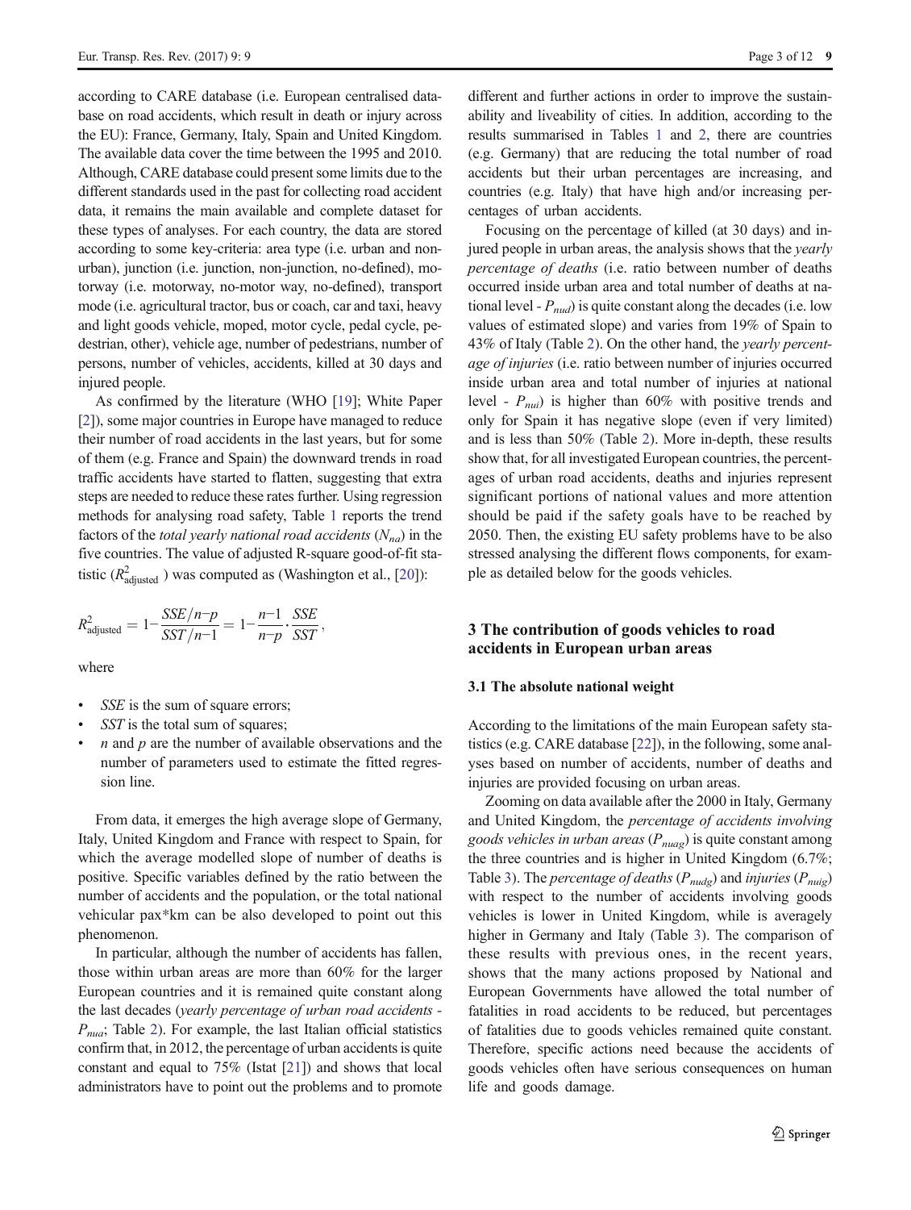according to CARE database (i.e. European centralised database on road accidents, which result in death or injury across the EU): France, Germany, Italy, Spain and United Kingdom. The available data cover the time between the 1995 and 2010. Although, CARE database could present some limits due to the different standards used in the past for collecting road accident data, it remains the main available and complete dataset for these types of analyses. For each country, the data are stored according to some key-criteria: area type (i.e. urban and non-urban), junction (i.e. junction, non-junction, no-defined), motorway (i.e. motorway, no-motor way, no-defined), transport mode (i.e. agricultural tractor, bus or coach, car and taxi, heavy and light goods vehicle, moped, motor cycle, pedal cycle, pedestrian, other), vehicle age, number of pedestrians, number of persons, number of vehicles, accidents, killed at 30 days and injured people.

As confirmed by the literature (WHO [19]; White Paper [2]), some major countries in Europe have managed to reduce their number of road accidents in the last years, but for some of them (e.g. France and Spain) the downward trends in road traffic accidents have started to flatten, suggesting that extra steps are needed to reduce these rates further. Using regression methods for analysing road safety, Table 1 reports the trend factors of the *total yearly national road accidents* ($N_{na}$) in the five countries. The value of adjusted R-square good-of-fit statistic ($R^2_{\text{adjusted}}$) was computed as (Washington et al., [20]):

$$R^2_{\text{adjusted}} = 1 - \frac{SSE/n-p}{SST/n-1} = 1 - \frac{n-1}{n-p} \cdot \frac{SSE}{SST},$$

where

- *SSE* is the sum of square errors;
- *SST* is the total sum of squares;
- $n$ and $p$ are the number of available observations and the number of parameters used to estimate the fitted regression line.

From data, it emerges the high average slope of Germany, Italy, United Kingdom and France with respect to Spain, for which the average modelled slope of number of deaths is positive. Specific variables defined by the ratio between the number of accidents and the population, or the total national vehicular pax*km can be also developed to point out this phenomenon.

In particular, although the number of accidents has fallen, those within urban areas are more than 60% for the larger European countries and it is remained quite constant along the last decades (*yearly percentage of urban road accidents* - $P_{nua}$; Table 2). For example, the last Italian official statistics confirm that, in 2012, the percentage of urban accidents is quite constant and equal to 75% (Istat [21]) and shows that local administrators have to point out the problems and to promote different and further actions in order to improve the sustainability and liveability of cities. In addition, according to the results summarised in Tables 1 and 2, there are countries (e.g. Germany) that are reducing the total number of road accidents but their urban percentages are increasing, and countries (e.g. Italy) that have high and/or increasing percentages of urban accidents.

Focusing on the percentage of killed (at 30 days) and injured people in urban areas, the analysis shows that the *yearly percentage of deaths* (i.e. ratio between number of deaths occurred inside urban area and total number of deaths at national level - $P_{nud}$) is quite constant along the decades (i.e. low values of estimated slope) and varies from 19% of Spain to 43% of Italy (Table 2). On the other hand, the *yearly percentage of injuries* (i.e. ratio between number of injuries occurred inside urban area and total number of injuries at national level - $P_{nui}$) is higher than 60% with positive trends and only for Spain it has negative slope (even if very limited) and is less than 50% (Table 2). More in-depth, these results show that, for all investigated European countries, the percentages of urban road accidents, deaths and injuries represent significant portions of national values and more attention should be paid if the safety goals have to be reached by 2050. Then, the existing EU safety problems have to be also stressed analysing the different flows components, for example as detailed below for the goods vehicles.

## 3 The contribution of goods vehicles to road accidents in European urban areas

### 3.1 The absolute national weight

According to the limitations of the main European safety statistics (e.g. CARE database [22]), in the following, some analyses based on number of accidents, number of deaths and injuries are provided focusing on urban areas.

Zooming on data available after the 2000 in Italy, Germany and United Kingdom, the *percentage of accidents involving goods vehicles in urban areas* ($P_{nuag}$) is quite constant among the three countries and is higher in United Kingdom (6.7%; Table 3). The *percentage of deaths* ($P_{nudg}$) and *injuries* ($P_{nuig}$) with respect to the number of accidents involving goods vehicles is lower in United Kingdom, while is averagely higher in Germany and Italy (Table 3). The comparison of these results with previous ones, in the recent years, shows that the many actions proposed by National and European Governments have allowed the total number of fatalities in road accidents to be reduced, but percentages of fatalities due to goods vehicles remained quite constant. Therefore, specific actions need because the accidents of goods vehicles often have serious consequences on human life and goods damage.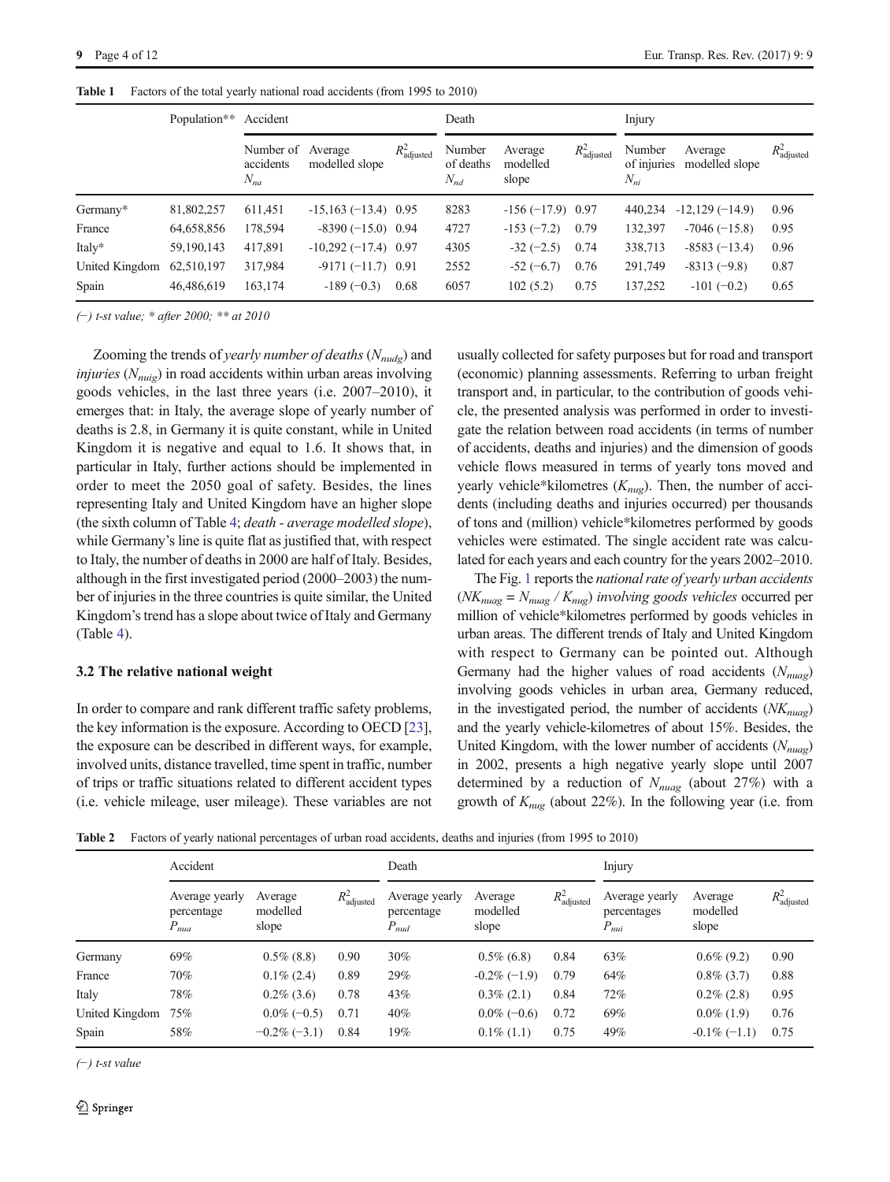**Table 1** Factors of the total yearly national road accidents (from 1995 to 2010)

| | Population** | Accident | | | Death | | | Injury | | |
|---|---|---|---|---|---|---|---|---|---|---|
| | | Number of accidents $N_{na}$ | Average modelled slope | $R^2_{\text{adjusted}}$ | Number of deaths $N_{nd}$ | Average modelled slope | $R^2_{\text{adjusted}}$ | Number of injuries $N_{ni}$ | Average modelled slope | $R^2_{\text{adjusted}}$ |
| Germany* | 81,802,257 | 611,451 | -15,163 (−13.4) | 0.95 | 8283 | -156 (−17.9) | 0.97 | 440,234 | -12,129 (−14.9) | 0.96 |
| France | 64,658,856 | 178,594 | -8390 (−15.0) | 0.94 | 4727 | -153 (−7.2) | 0.79 | 132,397 | -7046 (−15.8) | 0.95 |
| Italy* | 59,190,143 | 417,891 | -10,292 (−17.4) | 0.97 | 4305 | -32 (−2.5) | 0.74 | 338,713 | -8583 (−13.4) | 0.96 |
| United Kingdom | 62,510,197 | 317,984 | -9171 (−11.7) | 0.91 | 2552 | -52 (−6.7) | 0.76 | 291,749 | -8313 (−9.8) | 0.87 |
| Spain | 46,486,619 | 163,174 | -189 (−0.3) | 0.68 | 6057 | 102 (5.2) | 0.75 | 137,252 | -101 (−0.2) | 0.65 |

*(−) t-st value; * after 2000; ** at 2010*

Zooming the trends of *yearly number of deaths* ($N_{nudg}$) and *injuries* ($N_{nuig}$) in road accidents within urban areas involving goods vehicles, in the last three years (i.e. 2007–2010), it emerges that: in Italy, the average slope of yearly number of deaths is 2.8, in Germany it is quite constant, while in United Kingdom it is negative and equal to 1.6. It shows that, in particular in Italy, further actions should be implemented in order to meet the 2050 goal of safety. Besides, the lines representing Italy and United Kingdom have an higher slope (the sixth column of Table 4; *death - average modelled slope*), while Germany's line is quite flat as justified that, with respect to Italy, the number of deaths in 2000 are half of Italy. Besides, although in the first investigated period (2000–2003) the number of injuries in the three countries is quite similar, the United Kingdom's trend has a slope about twice of Italy and Germany (Table 4).

### 3.2 The relative national weight

In order to compare and rank different traffic safety problems, the key information is the exposure. According to OECD [23], the exposure can be described in different ways, for example, involved units, distance travelled, time spent in traffic, number of trips or traffic situations related to different accident types (i.e. vehicle mileage, user mileage). These variables are not usually collected for safety purposes but for road and transport (economic) planning assessments. Referring to urban freight transport and, in particular, to the contribution of goods vehicle, the presented analysis was performed in order to investigate the relation between road accidents (in terms of number of accidents, deaths and injuries) and the dimension of goods vehicle flows measured in terms of yearly tons moved and yearly vehicle*kilometres ($K_{nug}$). Then, the number of accidents (including deaths and injuries occurred) per thousands of tons and (million) vehicle*kilometres performed by goods vehicles were estimated. The single accident rate was calculated for each years and each country for the years 2002–2010.

The Fig. 1 reports the *national rate of yearly urban accidents* ($NK_{nuag} = N_{nuag} / K_{nug}$) *involving goods vehicles* occurred per million of vehicle*kilometres performed by goods vehicles in urban areas. The different trends of Italy and United Kingdom with respect to Germany can be pointed out. Although Germany had the higher values of road accidents ($N_{nuag}$) involving goods vehicles in urban area, Germany reduced, in the investigated period, the number of accidents ($NK_{nuag}$) and the yearly vehicle-kilometres of about 15%. Besides, the United Kingdom, with the lower number of accidents ($N_{nuag}$) in 2002, presents a high negative yearly slope until 2007 determined by a reduction of $N_{nuag}$ (about 27%) with a growth of $K_{nug}$ (about 22%). In the following year (i.e. from

**Table 2** Factors of yearly national percentages of urban road accidents, deaths and injuries (from 1995 to 2010)

| | Accident | | | Death | | | Injury | | |
|---|---|---|---|---|---|---|---|---|---|
| | Average yearly percentage $P_{nua}$ | Average modelled slope | $R^2_{\text{adjusted}}$ | Average yearly percentage $P_{nud}$ | Average modelled slope | $R^2_{\text{adjusted}}$ | Average yearly percentages $P_{nui}$ | Average modelled slope | $R^2_{\text{adjusted}}$ |
| Germany | 69% | 0.5% (8.8) | 0.90 | 30% | 0.5% (6.8) | 0.84 | 63% | 0.6% (9.2) | 0.90 |
| France | 70% | 0.1% (2.4) | 0.89 | 29% | -0.2% (−1.9) | 0.79 | 64% | 0.8% (3.7) | 0.88 |
| Italy | 78% | 0.2% (3.6) | 0.78 | 43% | 0.3% (2.1) | 0.84 | 72% | 0.2% (2.8) | 0.95 |
| United Kingdom | 75% | 0.0% (−0.5) | 0.71 | 40% | 0.0% (−0.6) | 0.72 | 69% | 0.0% (1.9) | 0.76 |
| Spain | 58% | −0.2% (−3.1) | 0.84 | 19% | 0.1% (1.1) | 0.75 | 49% | -0.1% (−1.1) | 0.75 |

*(−) t-st value*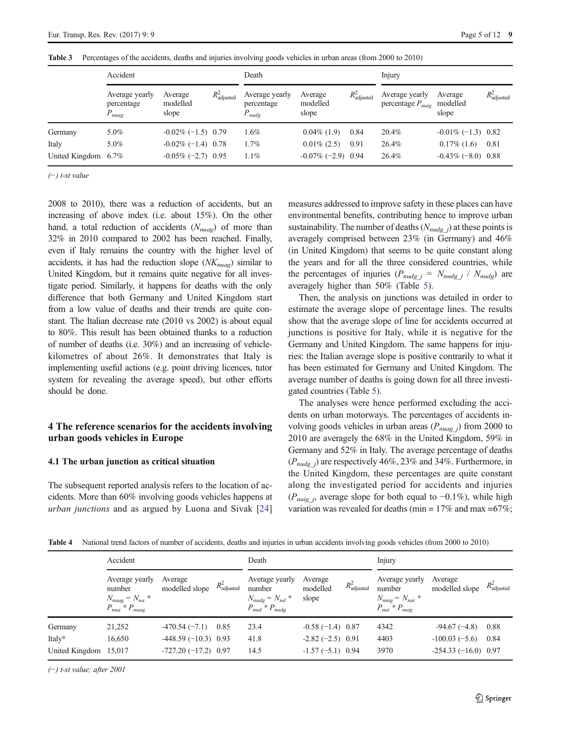**Table 3** Percentages of the accidents, deaths and injuries involving goods vehicles in urban areas (from 2000 to 2010)

| | Accident | | | Death | | | Injury | | |
|---|---|---|---|---|---|---|---|---|---|
| | Average yearly percentage $P_{nuag}$ | Average modelled slope | $R^2_{adjusted}$ | Average yearly percentage $P_{nudg}$ | Average modelled slope | $R^2_{adjusted}$ | Average yearly percentage $P_{nuig}$ | Average modelled slope | $R^2_{adjusted}$ |
| Germany | 5.0% | -0.02% (−1.5) | 0.79 | 1.6% | 0.04% (1.9) | 0.84 | 20.4% | -0.01% (−1.3) | 0.82 |
| Italy | 5.0% | -0.02% (−1.4) | 0.78 | 1.7% | 0.01% (2.5) | 0.91 | 26.4% | 0.17% (1.6) | 0.81 |
| United Kingdom | 6.7% | -0.05% (−2.7) | 0.95 | 1.1% | -0.07% (−2.9) | 0.94 | 26.4% | -0.43% (−8.0) | 0.88 |

(−) t-st value

2008 to 2010), there was a reduction of accidents, but an increasing of above index (i.e. about 15%). On the other hand, a total reduction of accidents ($N_{nuag}$) of more than 32% in 2010 compared to 2002 has been reached. Finally, even if Italy remains the country with the higher level of accidents, it has had the reduction slope ($NK_{nuag}$) similar to United Kingdom, but it remains quite negative for all investigate period. Similarly, it happens for deaths with the only difference that both Germany and United Kingdom start from a low value of deaths and their trends are quite constant. The Italian decrease rate (2010 vs 2002) is about equal to 80%. This result has been obtained thanks to a reduction of number of deaths (i.e. 30%) and an increasing of vehicle-kilometres of about 26%. It demonstrates that Italy is implementing useful actions (e.g. point driving licences, tutor system for revealing the average speed), but other efforts should be done.

## 4 The reference scenarios for the accidents involving urban goods vehicles in Europe

### 4.1 The urban junction as critical situation

The subsequent reported analysis refers to the location of accidents. More than 60% involving goods vehicles happens at *urban junctions* and as argued by Luona and Sivak [24] measures addressed to improve safety in these places can have environmental benefits, contributing hence to improve urban sustainability. The number of deaths ($N_{nudg\_j}$) at these points is averagely comprised between 23% (in Germany) and 46% (in United Kingdom) that seems to be quite constant along the years and for all the three considered countries, while the percentages of injuries ($P_{nudg\_j} = N_{nudg\_j} / N_{nudg}$) are averagely higher than 50% (Table 5).

Then, the analysis on junctions was detailed in order to estimate the average slope of percentage lines. The results show that the average slope of line for accidents occurred at junctions is positive for Italy, while it is negative for the Germany and United Kingdom. The same happens for injuries: the Italian average slope is positive contrarily to what it has been estimated for Germany and United Kingdom. The average number of deaths is going down for all three investigated countries (Table 5).

The analyses were hence performed excluding the accidents on urban motorways. The percentages of accidents involving goods vehicles in urban areas ($P_{nuag\_j}$) from 2000 to 2010 are averagely the 68% in the United Kingdom, 59% in Germany and 52% in Italy. The average percentage of deaths ($P_{nudg\_j}$) are respectively 46%, 23% and 34%. Furthermore, in the United Kingdom, these percentages are quite constant along the investigated period for accidents and injuries ($P_{nuig\_j}$, average slope for both equal to −0.1%), while high variation was revealed for deaths (min = 17% and max =67%;

**Table 4** National trend factors of number of accidents, deaths and injuries in urban accidents involving goods vehicles (from 2000 to 2010)

| | Accident | | | Death | | | Injury | | |
|---|---|---|---|---|---|---|---|---|---|
| | Average yearly number $N_{nuag} = N_{na} * P_{nua} * P_{nuag}$ | Average modelled slope | $R^2_{adjusted}$ | Average yearly number $N_{nudg} = N_{nd} * P_{nud} * P_{nudg}$ | Average modelled slope | $R^2_{adjusted}$ | Average yearly number $N_{nuig} = N_{nai} * P_{nui} * P_{nuig}$ | Average modelled slope | $R^2_{adjusted}$ |
| Germany | 21,252 | -470.54 (−7.1) | 0.85 | 23.4 | -0.58 (−1.4) | 0.87 | 4342 | -94.67 (−4.8) | 0.88 |
| Italy* | 16,650 | -448.59 (−10.3) | 0.93 | 41.8 | -2.82 (−2.5) | 0.91 | 4403 | -100.03 (−5.6) | 0.84 |
| United Kingdom | 15,017 | -727.20 (−17.2) | 0.97 | 14.5 | -1.57 (−5.1) | 0.94 | 3970 | -254.33 (−16.0) | 0.97 |

(−) t-st value; after 2001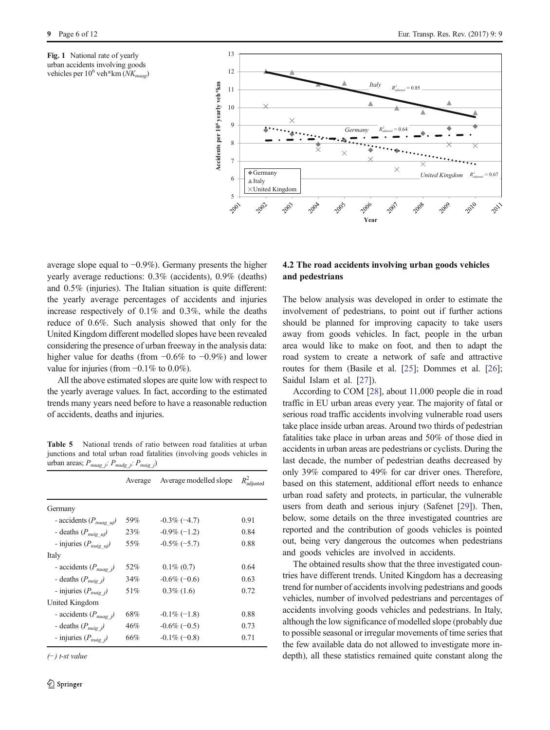**Fig. 1** National rate of yearly urban accidents involving goods vehicles per $10^6$ veh*km ($NK_{nuag}$)

average slope equal to −0.9%). Germany presents the higher yearly average reductions: 0.3% (accidents), 0.9% (deaths) and 0.5% (injuries). The Italian situation is quite different: the yearly average percentages of accidents and injuries increase respectively of 0.1% and 0.3%, while the deaths reduce of 0.6%. Such analysis showed that only for the United Kingdom different modelled slopes have been revealed considering the presence of urban freeway in the analysis data: higher value for deaths (from −0.6% to −0.9%) and lower value for injuries (from −0.1% to 0.0%).

All the above estimated slopes are quite low with respect to the yearly average values. In fact, according to the estimated trends many years need before to have a reasonable reduction of accidents, deaths and injuries.

**Table 5** National trends of ratio between road fatalities at urban junctions and total urban road fatalities (involving goods vehicles in urban areas; $P_{nuag\_j}$; $P_{nudg\_j}$; $P_{nuig\_j}$)

| | Average | Average modelled slope | $R^2_{\text{adjusted}}$ |
|---|---|---|---|
| Germany | | | |
| - accidents ($P_{nuag\_uj}$) | 59% | -0.3% (−4.7) | 0.91 |
| - deaths ($P_{nuig\_uj}$) | 23% | -0.9% (−1.2) | 0.84 |
| - injuries ($P_{nuig\_uj}$) | 55% | -0.5% (−5.7) | 0.88 |
| Italy | | | |
| - accidents ($P_{nuag\_j}$) | 52% | 0.1% (0.7) | 0.64 |
| - deaths ($P_{nuig\_j}$) | 34% | -0.6% (−0.6) | 0.63 |
| - injuries ($P_{nuig\_j}$) | 51% | 0.3% (1.6) | 0.72 |
| United Kingdom | | | |
| - accidents ($P_{nuag\_j}$) | 68% | -0.1% (−1.8) | 0.88 |
| - deaths ($P_{nuig\_j}$) | 46% | -0.6% (−0.5) | 0.73 |
| - injuries ($P_{nuig\_j}$) | 66% | -0.1% (−0.8) | 0.71 |

*(−) t-st value*

### 4.2 The road accidents involving urban goods vehicles and pedestrians

The below analysis was developed in order to estimate the involvement of pedestrians, to point out if further actions should be planned for improving capacity to take users away from goods vehicles. In fact, people in the urban area would like to make on foot, and then to adapt the road system to create a network of safe and attractive routes for them (Basile et al. [25]; Dommes et al. [26]; Saidul Islam et al. [27]).

According to COM [28], about 11,000 people die in road traffic in EU urban areas every year. The majority of fatal or serious road traffic accidents involving vulnerable road users take place inside urban areas. Around two thirds of pedestrian fatalities take place in urban areas and 50% of those died in accidents in urban areas are pedestrians or cyclists. During the last decade, the number of pedestrian deaths decreased by only 39% compared to 49% for car driver ones. Therefore, based on this statement, additional effort needs to enhance urban road safety and protects, in particular, the vulnerable users from death and serious injury (Safenet [29]). Then, below, some details on the three investigated countries are reported and the contribution of goods vehicles is pointed out, being very dangerous the outcomes when pedestrians and goods vehicles are involved in accidents.

The obtained results show that the three investigated countries have different trends. United Kingdom has a decreasing trend for number of accidents involving pedestrians and goods vehicles, number of involved pedestrians and percentages of accidents involving goods vehicles and pedestrians. In Italy, although the low significance of modelled slope (probably due to possible seasonal or irregular movements of time series that the few available data do not allowed to investigate more in-depth), all these statistics remained quite constant along the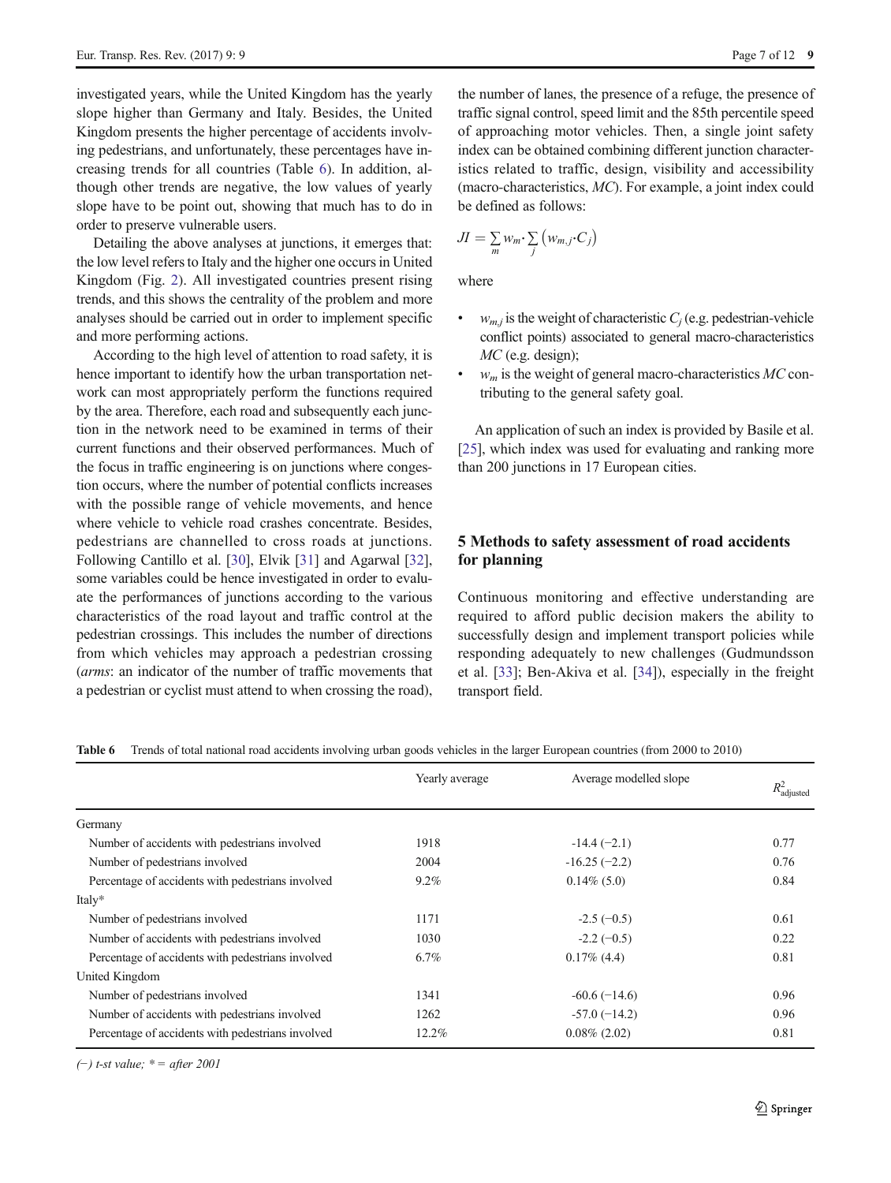investigated years, while the United Kingdom has the yearly slope higher than Germany and Italy. Besides, the United Kingdom presents the higher percentage of accidents involving pedestrians, and unfortunately, these percentages have increasing trends for all countries (Table 6). In addition, although other trends are negative, the low values of yearly slope have to be point out, showing that much has to do in order to preserve vulnerable users.

Detailing the above analyses at junctions, it emerges that: the low level refers to Italy and the higher one occurs in United Kingdom (Fig. 2). All investigated countries present rising trends, and this shows the centrality of the problem and more analyses should be carried out in order to implement specific and more performing actions.

According to the high level of attention to road safety, it is hence important to identify how the urban transportation network can most appropriately perform the functions required by the area. Therefore, each road and subsequently each junction in the network need to be examined in terms of their current functions and their observed performances. Much of the focus in traffic engineering is on junctions where congestion occurs, where the number of potential conflicts increases with the possible range of vehicle movements, and hence where vehicle to vehicle road crashes concentrate. Besides, pedestrians are channelled to cross roads at junctions. Following Cantillo et al. [30], Elvik [31] and Agarwal [32], some variables could be hence investigated in order to evaluate the performances of junctions according to the various characteristics of the road layout and traffic control at the pedestrian crossings. This includes the number of directions from which vehicles may approach a pedestrian crossing (*arms*: an indicator of the number of traffic movements that a pedestrian or cyclist must attend to when crossing the road), the number of lanes, the presence of a refuge, the presence of traffic signal control, speed limit and the 85th percentile speed of approaching motor vehicles. Then, a single joint safety index can be obtained combining different junction characteristics related to traffic, design, visibility and accessibility (macro-characteristics, *MC*). For example, a joint index could be defined as follows:

$$JI = \sum_m w_m \cdot \sum_j \left( w_{m,j} \cdot C_j \right)$$

where

- $w_{m,j}$ is the weight of characteristic $C_j$ (e.g. pedestrian-vehicle conflict points) associated to general macro-characteristics *MC* (e.g. design);
- $w_m$ is the weight of general macro-characteristics *MC* contributing to the general safety goal.

An application of such an index is provided by Basile et al. [25], which index was used for evaluating and ranking more than 200 junctions in 17 European cities.

## 5 Methods to safety assessment of road accidents for planning

Continuous monitoring and effective understanding are required to afford public decision makers the ability to successfully design and implement transport policies while responding adequately to new challenges (Gudmundsson et al. [33]; Ben-Akiva et al. [34]), especially in the freight transport field.

**Table 6** Trends of total national road accidents involving urban goods vehicles in the larger European countries (from 2000 to 2010)

| | Yearly average | Average modelled slope | $R^2_{\text{adjusted}}$ |
|---|---|---|---|
| Germany | | | |
| Number of accidents with pedestrians involved | 1918 | -14.4 (−2.1) | 0.77 |
| Number of pedestrians involved | 2004 | -16.25 (−2.2) | 0.76 |
| Percentage of accidents with pedestrians involved | 9.2% | 0.14% (5.0) | 0.84 |
| Italy* | | | |
| Number of pedestrians involved | 1171 | -2.5 (−0.5) | 0.61 |
| Number of accidents with pedestrians involved | 1030 | -2.2 (−0.5) | 0.22 |
| Percentage of accidents with pedestrians involved | 6.7% | 0.17% (4.4) | 0.81 |
| United Kingdom | | | |
| Number of pedestrians involved | 1341 | -60.6 (−14.6) | 0.96 |
| Number of accidents with pedestrians involved | 1262 | -57.0 (−14.2) | 0.96 |
| Percentage of accidents with pedestrians involved | 12.2% | 0.08% (2.02) | 0.81 |

*(−) t-st value; * = after 2001*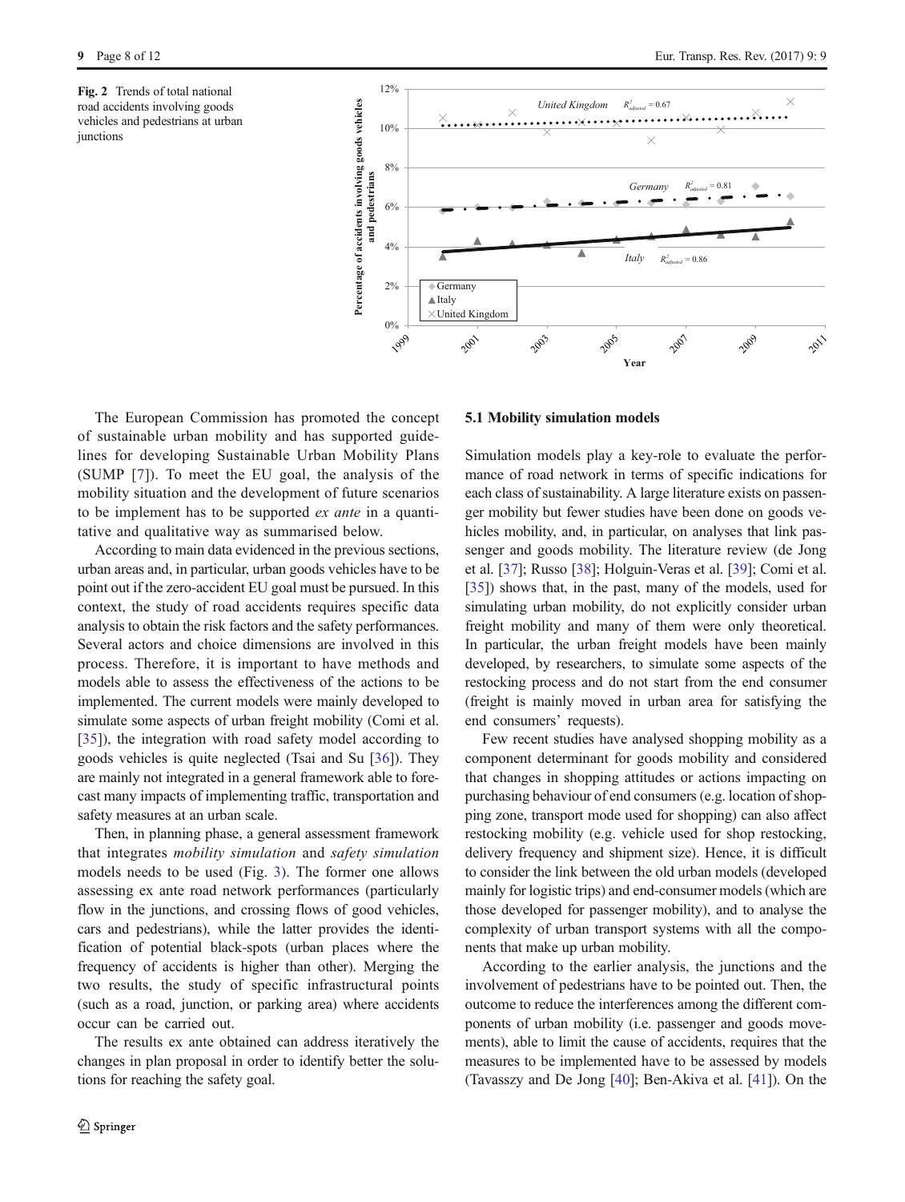Fig. 2 Trends of total national road accidents involving goods vehicles and pedestrians at urban junctions

The European Commission has promoted the concept of sustainable urban mobility and has supported guidelines for developing Sustainable Urban Mobility Plans (SUMP [7]). To meet the EU goal, the analysis of the mobility situation and the development of future scenarios to be implement has to be supported *ex ante* in a quantitative and qualitative way as summarised below.

According to main data evidenced in the previous sections, urban areas and, in particular, urban goods vehicles have to be point out if the zero-accident EU goal must be pursued. In this context, the study of road accidents requires specific data analysis to obtain the risk factors and the safety performances. Several actors and choice dimensions are involved in this process. Therefore, it is important to have methods and models able to assess the effectiveness of the actions to be implemented. The current models were mainly developed to simulate some aspects of urban freight mobility (Comi et al. [35]), the integration with road safety model according to goods vehicles is quite neglected (Tsai and Su [36]). They are mainly not integrated in a general framework able to forecast many impacts of implementing traffic, transportation and safety measures at an urban scale.

Then, in planning phase, a general assessment framework that integrates *mobility simulation* and *safety simulation* models needs to be used (Fig. 3). The former one allows assessing ex ante road network performances (particularly flow in the junctions, and crossing flows of good vehicles, cars and pedestrians), while the latter provides the identification of potential black-spots (urban places where the frequency of accidents is higher than other). Merging the two results, the study of specific infrastructural points (such as a road, junction, or parking area) where accidents occur can be carried out.

The results ex ante obtained can address iteratively the changes in plan proposal in order to identify better the solutions for reaching the safety goal.

### 5.1 Mobility simulation models

Simulation models play a key-role to evaluate the performance of road network in terms of specific indications for each class of sustainability. A large literature exists on passenger mobility but fewer studies have been done on goods vehicles mobility, and, in particular, on analyses that link passenger and goods mobility. The literature review (de Jong et al. [37]; Russo [38]; Holguin-Veras et al. [39]; Comi et al. [35]) shows that, in the past, many of the models, used for simulating urban mobility, do not explicitly consider urban freight mobility and many of them were only theoretical. In particular, the urban freight models have been mainly developed, by researchers, to simulate some aspects of the restocking process and do not start from the end consumer (freight is mainly moved in urban area for satisfying the end consumers' requests).

Few recent studies have analysed shopping mobility as a component determinant for goods mobility and considered that changes in shopping attitudes or actions impacting on purchasing behaviour of end consumers (e.g. location of shopping zone, transport mode used for shopping) can also affect restocking mobility (e.g. vehicle used for shop restocking, delivery frequency and shipment size). Hence, it is difficult to consider the link between the old urban models (developed mainly for logistic trips) and end-consumer models (which are those developed for passenger mobility), and to analyse the complexity of urban transport systems with all the components that make up urban mobility.

According to the earlier analysis, the junctions and the involvement of pedestrians have to be pointed out. Then, the outcome to reduce the interferences among the different components of urban mobility (i.e. passenger and goods movements), able to limit the cause of accidents, requires that the measures to be implemented have to be assessed by models (Tavasszy and De Jong [40]; Ben-Akiva et al. [41]). On the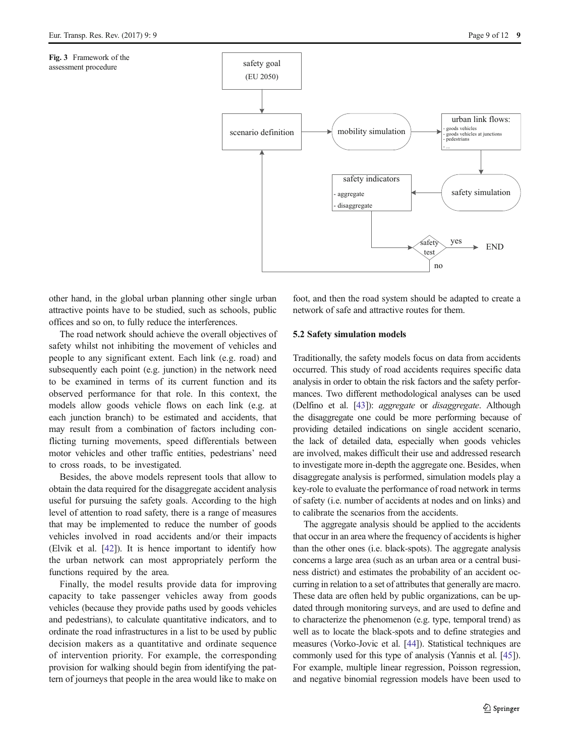Fig. 3 Framework of the assessment procedure

other hand, in the global urban planning other single urban attractive points have to be studied, such as schools, public offices and so on, to fully reduce the interferences.

The road network should achieve the overall objectives of safety whilst not inhibiting the movement of vehicles and people to any significant extent. Each link (e.g. road) and subsequently each point (e.g. junction) in the network need to be examined in terms of its current function and its observed performance for that role. In this context, the models allow goods vehicle flows on each link (e.g. at each junction branch) to be estimated and accidents, that may result from a combination of factors including conflicting turning movements, speed differentials between motor vehicles and other traffic entities, pedestrians' need to cross roads, to be investigated.

Besides, the above models represent tools that allow to obtain the data required for the disaggregate accident analysis useful for pursuing the safety goals. According to the high level of attention to road safety, there is a range of measures that may be implemented to reduce the number of goods vehicles involved in road accidents and/or their impacts (Elvik et al. [42]). It is hence important to identify how the urban network can most appropriately perform the functions required by the area.

Finally, the model results provide data for improving capacity to take passenger vehicles away from goods vehicles (because they provide paths used by goods vehicles and pedestrians), to calculate quantitative indicators, and to ordinate the road infrastructures in a list to be used by public decision makers as a quantitative and ordinate sequence of intervention priority. For example, the corresponding provision for walking should begin from identifying the pattern of journeys that people in the area would like to make on foot, and then the road system should be adapted to create a network of safe and attractive routes for them.

### 5.2 Safety simulation models

Traditionally, the safety models focus on data from accidents occurred. This study of road accidents requires specific data analysis in order to obtain the risk factors and the safety performances. Two different methodological analyses can be used (Delfino et al. [43]): *aggregate* or *disaggregate*. Although the disaggregate one could be more performing because of providing detailed indications on single accident scenario, the lack of detailed data, especially when goods vehicles are involved, makes difficult their use and addressed research to investigate more in-depth the aggregate one. Besides, when disaggregate analysis is performed, simulation models play a key-role to evaluate the performance of road network in terms of safety (i.e. number of accidents at nodes and on links) and to calibrate the scenarios from the accidents.

The aggregate analysis should be applied to the accidents that occur in an area where the frequency of accidents is higher than the other ones (i.e. black-spots). The aggregate analysis concerns a large area (such as an urban area or a central business district) and estimates the probability of an accident occurring in relation to a set of attributes that generally are macro. These data are often held by public organizations, can be updated through monitoring surveys, and are used to define and to characterize the phenomenon (e.g. type, temporal trend) as well as to locate the black-spots and to define strategies and measures (Vorko-Jovic et al. [44]). Statistical techniques are commonly used for this type of analysis (Yannis et al. [45]). For example, multiple linear regression, Poisson regression, and negative binomial regression models have been used to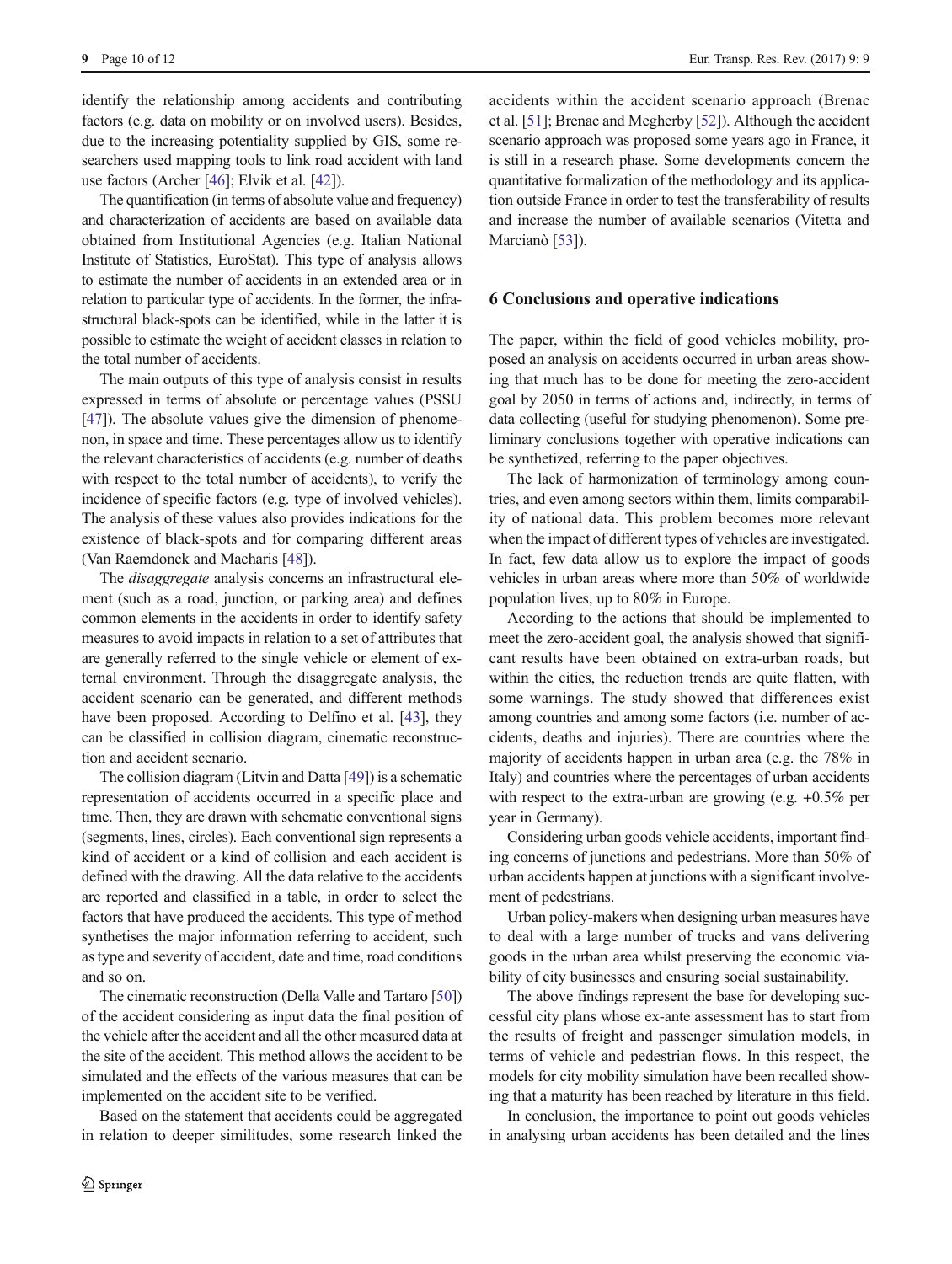identify the relationship among accidents and contributing factors (e.g. data on mobility or on involved users). Besides, due to the increasing potentiality supplied by GIS, some researchers used mapping tools to link road accident with land use factors (Archer [46]; Elvik et al. [42]).

The quantification (in terms of absolute value and frequency) and characterization of accidents are based on available data obtained from Institutional Agencies (e.g. Italian National Institute of Statistics, EuroStat). This type of analysis allows to estimate the number of accidents in an extended area or in relation to particular type of accidents. In the former, the infrastructural black-spots can be identified, while in the latter it is possible to estimate the weight of accident classes in relation to the total number of accidents.

The main outputs of this type of analysis consist in results expressed in terms of absolute or percentage values (PSSU [47]). The absolute values give the dimension of phenomenon, in space and time. These percentages allow us to identify the relevant characteristics of accidents (e.g. number of deaths with respect to the total number of accidents), to verify the incidence of specific factors (e.g. type of involved vehicles). The analysis of these values also provides indications for the existence of black-spots and for comparing different areas (Van Raemdonck and Macharis [48]).

The *disaggregate* analysis concerns an infrastructural element (such as a road, junction, or parking area) and defines common elements in the accidents in order to identify safety measures to avoid impacts in relation to a set of attributes that are generally referred to the single vehicle or element of external environment. Through the disaggregate analysis, the accident scenario can be generated, and different methods have been proposed. According to Delfino et al. [43], they can be classified in collision diagram, cinematic reconstruction and accident scenario.

The collision diagram (Litvin and Datta [49]) is a schematic representation of accidents occurred in a specific place and time. Then, they are drawn with schematic conventional signs (segments, lines, circles). Each conventional sign represents a kind of accident or a kind of collision and each accident is defined with the drawing. All the data relative to the accidents are reported and classified in a table, in order to select the factors that have produced the accidents. This type of method synthesises the major information referring to accident, such as type and severity of accident, date and time, road conditions and so on.

The cinematic reconstruction (Della Valle and Tartaro [50]) of the accident considering as input data the final position of the vehicle after the accident and all the other measured data at the site of the accident. This method allows the accident to be simulated and the effects of the various measures that can be implemented on the accident site to be verified.

Based on the statement that accidents could be aggregated in relation to deeper similitudes, some research linked the accidents within the accident scenario approach (Brenac et al. [51]; Brenac and Megherby [52]). Although the accident scenario approach was proposed some years ago in France, it is still in a research phase. Some developments concern the quantitative formalization of the methodology and its application outside France in order to test the transferability of results and increase the number of available scenarios (Vitetta and Marcianò [53]).

## 6 Conclusions and operative indications

The paper, within the field of good vehicles mobility, proposed an analysis on accidents occurred in urban areas showing that much has to be done for meeting the zero-accident goal by 2050 in terms of actions and, indirectly, in terms of data collecting (useful for studying phenomenon). Some preliminary conclusions together with operative indications can be synthetized, referring to the paper objectives.

The lack of harmonization of terminology among countries, and even among sectors within them, limits comparability of national data. This problem becomes more relevant when the impact of different types of vehicles are investigated. In fact, few data allow us to explore the impact of goods vehicles in urban areas where more than 50% of worldwide population lives, up to 80% in Europe.

According to the actions that should be implemented to meet the zero-accident goal, the analysis showed that significant results have been obtained on extra-urban roads, but within the cities, the reduction trends are quite flatten, with some warnings. The study showed that differences exist among countries and among some factors (i.e. number of accidents, deaths and injuries). There are countries where the majority of accidents happen in urban area (e.g. the 78% in Italy) and countries where the percentages of urban accidents with respect to the extra-urban are growing (e.g. +0.5% per year in Germany).

Considering urban goods vehicle accidents, important finding concerns of junctions and pedestrians. More than 50% of urban accidents happen at junctions with a significant involvement of pedestrians.

Urban policy-makers when designing urban measures have to deal with a large number of trucks and vans delivering goods in the urban area whilst preserving the economic viability of city businesses and ensuring social sustainability.

The above findings represent the base for developing successful city plans whose ex-ante assessment has to start from the results of freight and passenger simulation models, in terms of vehicle and pedestrian flows. In this respect, the models for city mobility simulation have been recalled showing that a maturity has been reached by literature in this field.

In conclusion, the importance to point out goods vehicles in analysing urban accidents has been detailed and the lines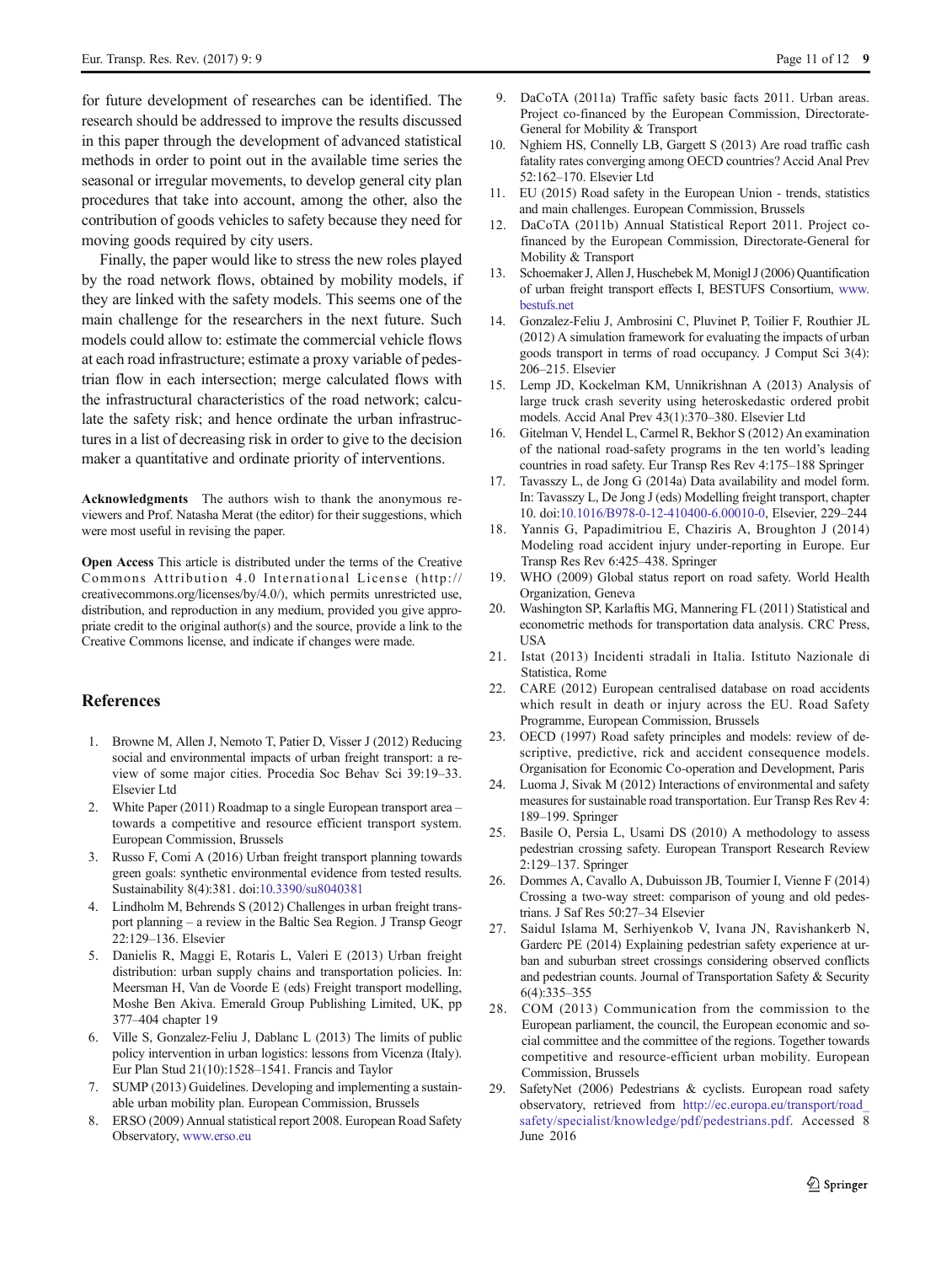for future development of researches can be identified. The research should be addressed to improve the results discussed in this paper through the development of advanced statistical methods in order to point out in the available time series the seasonal or irregular movements, to develop general city plan procedures that take into account, among the other, also the contribution of goods vehicles to safety because they need for moving goods required by city users.

Finally, the paper would like to stress the new roles played by the road network flows, obtained by mobility models, if they are linked with the safety models. This seems one of the main challenge for the researchers in the next future. Such models could allow to: estimate the commercial vehicle flows at each road infrastructure; estimate a proxy variable of pedestrian flow in each intersection; merge calculated flows with the infrastructural characteristics of the road network; calculate the safety risk; and hence ordinate the urban infrastructures in a list of decreasing risk in order to give to the decision maker a quantitative and ordinate priority of interventions.

**Acknowledgments** The authors wish to thank the anonymous reviewers and Prof. Natasha Merat (the editor) for their suggestions, which were most useful in revising the paper.

**Open Access** This article is distributed under the terms of the Creative Commons Attribution 4.0 International License (http://creativecommons.org/licenses/by/4.0/), which permits unrestricted use, distribution, and reproduction in any medium, provided you give appropriate credit to the original author(s) and the source, provide a link to the Creative Commons license, and indicate if changes were made.

## References

1. Browne M, Allen J, Nemoto T, Patier D, Visser J (2012) Reducing social and environmental impacts of urban freight transport: a review of some major cities. Procedia Soc Behav Sci 39:19–33. Elsevier Ltd
2. White Paper (2011) Roadmap to a single European transport area – towards a competitive and resource efficient transport system. European Commission, Brussels
3. Russo F, Comi A (2016) Urban freight transport planning towards green goals: synthetic environmental evidence from tested results. Sustainability 8(4):381. doi:10.3390/su8040381
4. Lindholm M, Behrends S (2012) Challenges in urban freight transport planning – a review in the Baltic Sea Region. J Transp Geogr 22:129–136. Elsevier
5. Danielis R, Maggi E, Rotaris L, Valeri E (2013) Urban freight distribution: urban supply chains and transportation policies. In: Meersman H, Van de Voorde E (eds) Freight transport modelling, Moshe Ben Akiva. Emerald Group Publishing Limited, UK, pp 377–404 chapter 19
6. Ville S, Gonzalez-Feliu J, Dablanc L (2013) The limits of public policy intervention in urban logistics: lessons from Vicenza (Italy). Eur Plan Stud 21(10):1528–1541. Francis and Taylor
7. SUMP (2013) Guidelines. Developing and implementing a sustainable urban mobility plan. European Commission, Brussels
8. ERSO (2009) Annual statistical report 2008. European Road Safety Observatory, www.erso.eu
9. DaCoTA (2011a) Traffic safety basic facts 2011. Urban areas. Project co-financed by the European Commission, Directorate-General for Mobility & Transport
10. Nghiem HS, Connelly LB, Gargett S (2013) Are road traffic cash fatality rates converging among OECD countries? Accid Anal Prev 52:162–170. Elsevier Ltd
11. EU (2015) Road safety in the European Union - trends, statistics and main challenges. European Commission, Brussels
12. DaCoTA (2011b) Annual Statistical Report 2011. Project co-financed by the European Commission, Directorate-General for Mobility & Transport
13. Schoemaker J, Allen J, Huschebek M, Monigl J (2006) Quantification of urban freight transport effects I, BESTUFS Consortium, www.bestufs.net
14. Gonzalez-Feliu J, Ambrosini C, Pluvinet P, Toilier F, Routhier JL (2012) A simulation framework for evaluating the impacts of urban goods transport in terms of road occupancy. J Comput Sci 3(4): 206–215. Elsevier
15. Lemp JD, Kockelman KM, Unnikrishnan A (2013) Analysis of large truck crash severity using heteroskedastic ordered probit models. Accid Anal Prev 43(1):370–380. Elsevier Ltd
16. Gitelman V, Hendel L, Carmel R, Bekhor S (2012) An examination of the national road-safety programs in the ten world's leading countries in road safety. Eur Transp Res Rev 4:175–188 Springer
17. Tavasszy L, de Jong G (2014a) Data availability and model form. In: Tavasszy L, De Jong J (eds) Modelling freight transport, chapter 10. doi:10.1016/B978-0-12-410400-6.00010-0, Elsevier, 229–244
18. Yannis G, Papadimitriou E, Chaziris A, Broughton J (2014) Modeling road accident injury under-reporting in Europe. Eur Transp Res Rev 6:425–438. Springer
19. WHO (2009) Global status report on road safety. World Health Organization, Geneva
20. Washington SP, Karlaftis MG, Mannering FL (2011) Statistical and econometric methods for transportation data analysis. CRC Press, USA
21. Istat (2013) Incidenti stradali in Italia. Istituto Nazionale di Statistica, Rome
22. CARE (2012) European centralised database on road accidents which result in death or injury across the EU. Road Safety Programme, European Commission, Brussels
23. OECD (1997) Road safety principles and models: review of descriptive, predictive, rick and accident consequence models. Organisation for Economic Co-operation and Development, Paris
24. Luoma J, Sivak M (2012) Interactions of environmental and safety measures for sustainable road transportation. Eur Transp Res Rev 4: 189–199. Springer
25. Basile O, Persia L, Usami DS (2010) A methodology to assess pedestrian crossing safety. European Transport Research Review 2:129–137. Springer
26. Dommes A, Cavallo A, Dubuisson JB, Tournier I, Vienne F (2014) Crossing a two-way street: comparison of young and old pedestrians. J Saf Res 50:27–34 Elsevier
27. Saidul Islama M, Serhiyenkob V, Ivana JN, Ravishankerb N, Garderc PE (2014) Explaining pedestrian safety experience at urban and suburban street crossings considering observed conflicts and pedestrian counts. Journal of Transportation Safety & Security 6(4):335–355
28. COM (2013) Communication from the commission to the European parliament, the council, the European economic and social committee and the committee of the regions. Together towards competitive and resource-efficient urban mobility. European Commission, Brussels
29. SafetyNet (2006) Pedestrians & cyclists. European road safety observatory, retrieved from http://ec.europa.eu/transport/road_safety/specialist/knowledge/pdf/pedestrians.pdf. Accessed 8 June 2016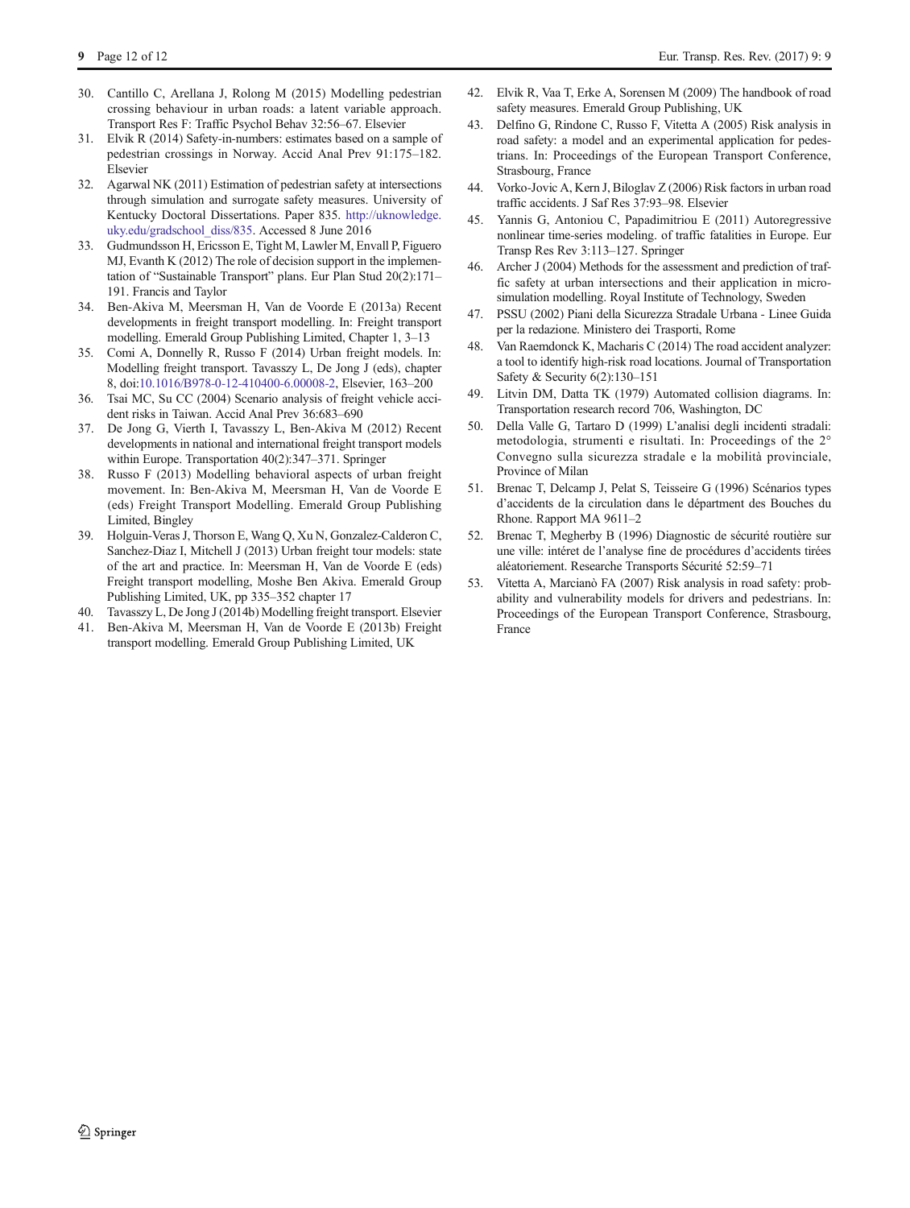30. Cantillo C, Arellana J, Rolong M (2015) Modelling pedestrian crossing behaviour in urban roads: a latent variable approach. Transport Res F: Traffic Psychol Behav 32:56–67. Elsevier
31. Elvik R (2014) Safety-in-numbers: estimates based on a sample of pedestrian crossings in Norway. Accid Anal Prev 91:175–182. Elsevier
32. Agarwal NK (2011) Estimation of pedestrian safety at intersections through simulation and surrogate safety measures. University of Kentucky Doctoral Dissertations. Paper 835. http://uknowledge.uky.edu/gradschool_diss/835. Accessed 8 June 2016
33. Gudmundsson H, Ericsson E, Tight M, Lawler M, Envall P, Figuero MJ, Evanth K (2012) The role of decision support in the implementation of "Sustainable Transport" plans. Eur Plan Stud 20(2):171–191. Francis and Taylor
34. Ben-Akiva M, Meersman H, Van de Voorde E (2013a) Recent developments in freight transport modelling. In: Freight transport modelling. Emerald Group Publishing Limited, Chapter 1, 3–13
35. Comi A, Donnelly R, Russo F (2014) Urban freight models. In: Modelling freight transport. Tavasszy L, De Jong J (eds), chapter 8, doi:10.1016/B978-0-12-410400-6.00008-2, Elsevier, 163–200
36. Tsai MC, Su CC (2004) Scenario analysis of freight vehicle accident risks in Taiwan. Accid Anal Prev 36:683–690
37. De Jong G, Vierth I, Tavasszy L, Ben-Akiva M (2012) Recent developments in national and international freight transport models within Europe. Transportation 40(2):347–371. Springer
38. Russo F (2013) Modelling behavioral aspects of urban freight movement. In: Ben-Akiva M, Meersman H, Van de Voorde E (eds) Freight Transport Modelling. Emerald Group Publishing Limited, Bingley
39. Holguin-Veras J, Thorson E, Wang Q, Xu N, Gonzalez-Calderon C, Sanchez-Diaz I, Mitchell J (2013) Urban freight tour models: state of the art and practice. In: Meersman H, Van de Voorde E (eds) Freight transport modelling, Moshe Ben Akiva. Emerald Group Publishing Limited, UK, pp 335–352 chapter 17
40. Tavasszy L, De Jong J (2014b) Modelling freight transport. Elsevier
41. Ben-Akiva M, Meersman H, Van de Voorde E (2013b) Freight transport modelling. Emerald Group Publishing Limited, UK
42. Elvik R, Vaa T, Erke A, Sorensen M (2009) The handbook of road safety measures. Emerald Group Publishing, UK
43. Delfino G, Rindone C, Russo F, Vitetta A (2005) Risk analysis in road safety: a model and an experimental application for pedestrians. In: Proceedings of the European Transport Conference, Strasbourg, France
44. Vorko-Jovic A, Kern J, Biloglav Z (2006) Risk factors in urban road traffic accidents. J Saf Res 37:93–98. Elsevier
45. Yannis G, Antoniou C, Papadimitriou E (2011) Autoregressive nonlinear time-series modeling. of traffic fatalities in Europe. Eur Transp Res Rev 3:113–127. Springer
46. Archer J (2004) Methods for the assessment and prediction of traffic safety at urban intersections and their application in micro-simulation modelling. Royal Institute of Technology, Sweden
47. PSSU (2002) Piani della Sicurezza Stradale Urbana - Linee Guida per la redazione. Ministero dei Trasporti, Rome
48. Van Raemdonck K, Macharis C (2014) The road accident analyzer: a tool to identify high-risk road locations. Journal of Transportation Safety & Security 6(2):130–151
49. Litvin DM, Datta TK (1979) Automated collision diagrams. In: Transportation research record 706, Washington, DC
50. Della Valle G, Tartaro D (1999) L'analisi degli incidenti stradali: metodologia, strumenti e risultati. In: Proceedings of the 2° Convegno sulla sicurezza stradale e la mobilità provinciale, Province of Milan
51. Brenac T, Delcamp J, Pelat S, Teisseire G (1996) Scénarios types d'accidents de la circulation dans le département des Bouches du Rhone. Rapport MA 9611–2
52. Brenac T, Megherby B (1996) Diagnostic de sécurité routière sur une ville: intéret de l'analyse fine de procédures d'accidents tirées aléatoriement. Researche Transports Sécurité 52:59–71
53. Vitetta A, Marcianò FA (2007) Risk analysis in road safety: probability and vulnerability models for drivers and pedestrians. In: Proceedings of the European Transport Conference, Strasbourg, France